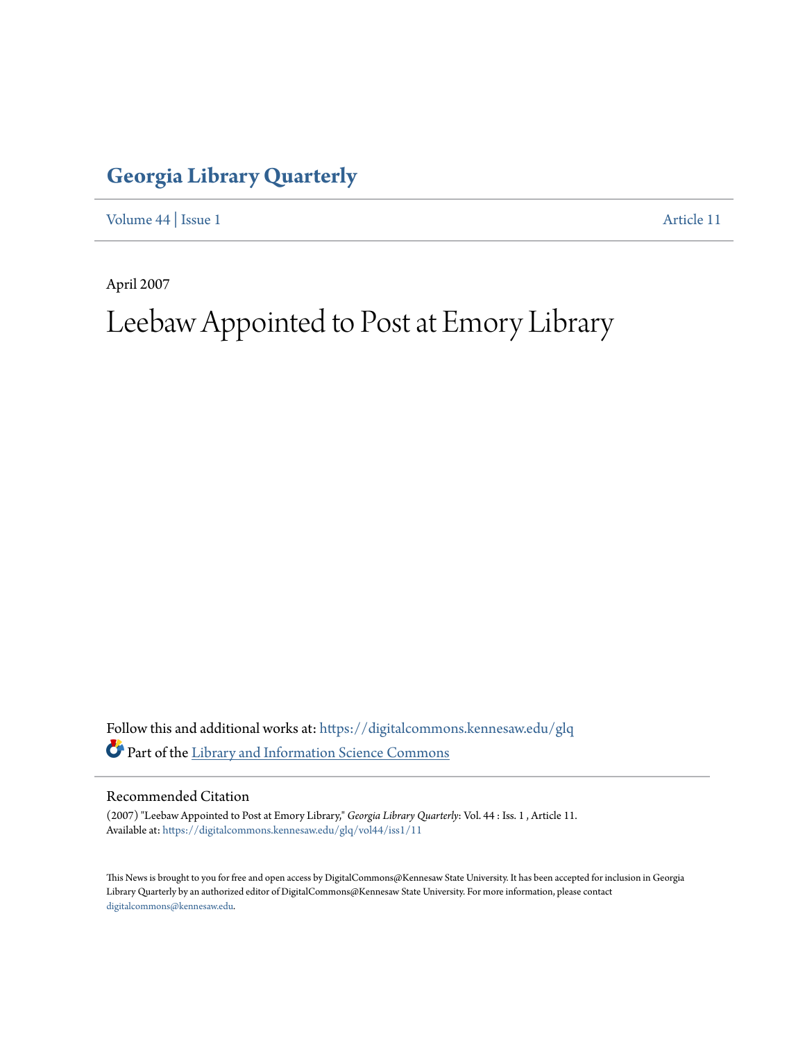# Georgia Library Quarterly

Volume 44 | Issue 1 Article 11

April 2007

# Leebaw Appointed to Post at Emory Library

Follow this and additional works at: https://digitalcommons.kennesaw.edu/glq

Part of the Library and Information Science Commons

## Recommended Citation

(2007) "Leebaw Appointed to Post at Emory Library," *Georgia Library Quarterly*: Vol. 44 : Iss. 1 , Article 11.
Available at: https://digitalcommons.kennesaw.edu/glq/vol44/iss1/11

This News is brought to you for free and open access by DigitalCommons@Kennesaw State University. It has been accepted for inclusion in Georgia Library Quarterly by an authorized editor of DigitalCommons@Kennesaw State University. For more information, please contact digitalcommons@kennesaw.edu.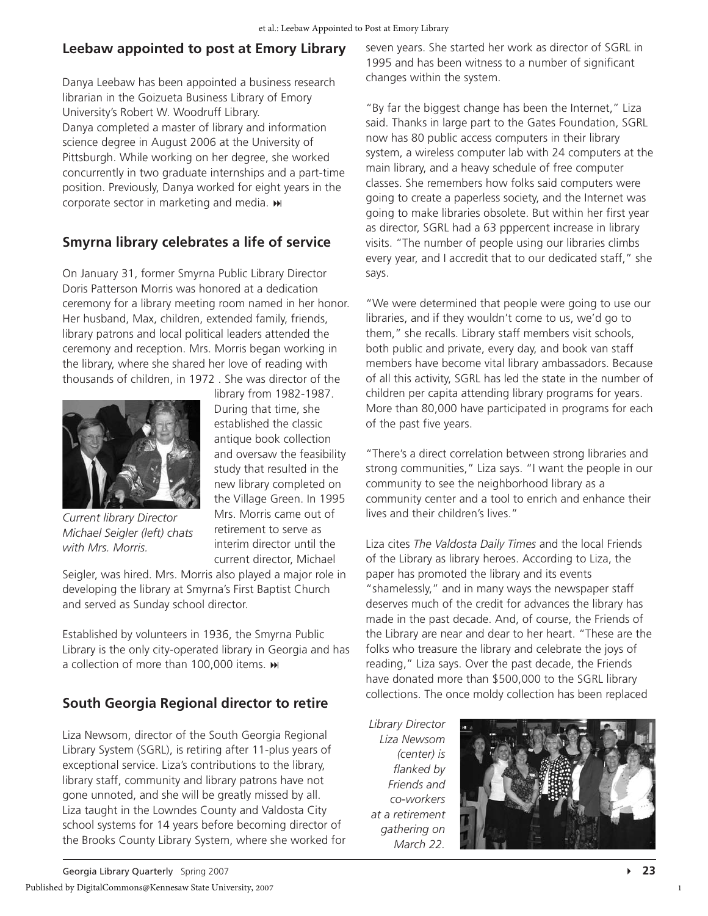## Leebaw appointed to post at Emory Library

Danya Leebaw has been appointed a business research librarian in the Goizueta Business Library of Emory University's Robert W. Woodruff Library. Danya completed a master of library and information science degree in August 2006 at the University of Pittsburgh. While working on her degree, she worked concurrently in two graduate internships and a part-time position. Previously, Danya worked for eight years in the corporate sector in marketing and media. ⏭

## Smyrna library celebrates a life of service

On January 31, former Smyrna Public Library Director Doris Patterson Morris was honored at a dedication ceremony for a library meeting room named in her honor. Her husband, Max, children, extended family, friends, library patrons and local political leaders attended the ceremony and reception. Mrs. Morris began working in the library, where she shared her love of reading with thousands of children, in 1972 . She was director of the library from 1982-1987. During that time, she established the classic antique book collection and oversaw the feasibility study that resulted in the new library completed on the Village Green. In 1995 Mrs. Morris came out of retirement to serve as interim director until the current director, Michael Seigler, was hired. Mrs. Morris also played a major role in developing the library at Smyrna's First Baptist Church and served as Sunday school director.

*Current library Director Michael Seigler (left) chats with Mrs. Morris.*

Established by volunteers in 1936, the Smyrna Public Library is the only city-operated library in Georgia and has a collection of more than 100,000 items. ⏭

## South Georgia Regional director to retire

Liza Newsom, director of the South Georgia Regional Library System (SGRL), is retiring after 11-plus years of exceptional service. Liza's contributions to the library, library staff, community and library patrons have not gone unnoted, and she will be greatly missed by all. Liza taught in the Lowndes County and Valdosta City school systems for 14 years before becoming director of the Brooks County Library System, where she worked for seven years. She started her work as director of SGRL in 1995 and has been witness to a number of significant changes within the system.

"By far the biggest change has been the Internet," Liza said. Thanks in large part to the Gates Foundation, SGRL now has 80 public access computers in their library system, a wireless computer lab with 24 computers at the main library, and a heavy schedule of free computer classes. She remembers how folks said computers were going to create a paperless society, and the Internet was going to make libraries obsolete. But within her first year as director, SGRL had a 63 pppercent increase in library visits. "The number of people using our libraries climbs every year, and I accredit that to our dedicated staff," she says.

"We were determined that people were going to use our libraries, and if they wouldn't come to us, we'd go to them," she recalls. Library staff members visit schools, both public and private, every day, and book van staff members have become vital library ambassadors. Because of all this activity, SGRL has led the state in the number of children per capita attending library programs for years. More than 80,000 have participated in programs for each of the past five years.

"There's a direct correlation between strong libraries and strong communities," Liza says. "I want the people in our community to see the neighborhood library as a community center and a tool to enrich and enhance their lives and their children's lives."

Liza cites *The Valdosta Daily Times* and the local Friends of the Library as library heroes. According to Liza, the paper has promoted the library and its events "shamelessly," and in many ways the newspaper staff deserves much of the credit for advances the library has made in the past decade. And, of course, the Friends of the Library are near and dear to her heart. "These are the folks who treasure the library and celebrate the joys of reading," Liza says. Over the past decade, the Friends have donated more than $500,000 to the SGRL library collections. The once moldy collection has been replaced

*Library Director Liza Newsom (center) is flanked by Friends and co-workers at a retirement gathering on March 22.*